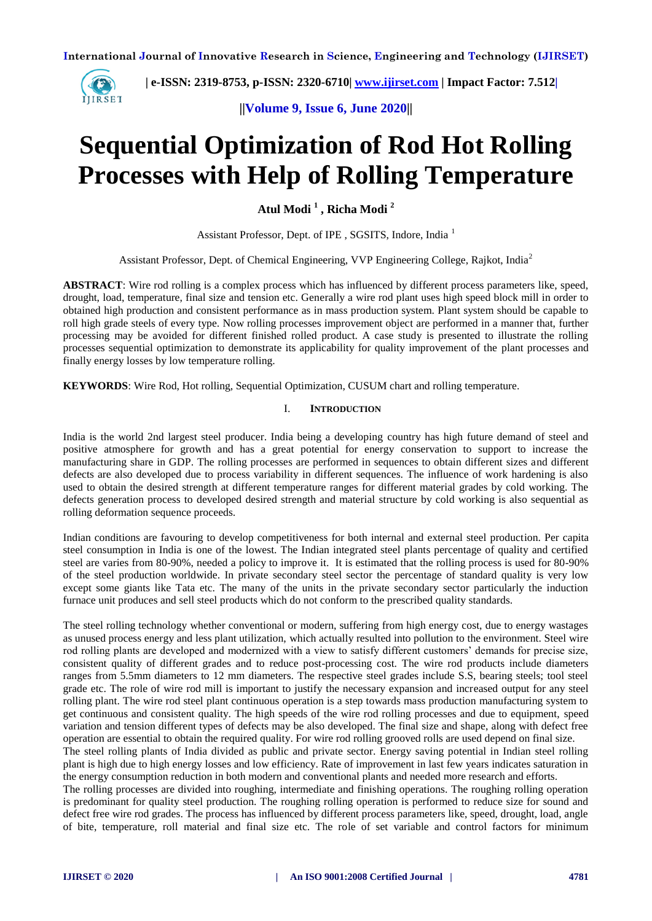# Sequential Optimization of Rod Hot Rolling Processes with Help of Rolling Temperature

**Atul Modi [1] , Richa Modi [2]**

Assistant Professor, Dept. of IPE , SGSITS, Indore, India [1]

Assistant Professor, Dept. of Chemical Engineering, VVP Engineering College, Rajkot, India[2]

**ABSTRACT**: Wire rod rolling is a complex process which has influenced by different process parameters like, speed, drought, load, temperature, final size and tension etc. Generally a wire rod plant uses high speed block mill in order to obtained high production and consistent performance as in mass production system. Plant system should be capable to roll high grade steels of every type. Now rolling processes improvement object are performed in a manner that, further processing may be avoided for different finished rolled product. A case study is presented to illustrate the rolling processes sequential optimization to demonstrate its applicability for quality improvement of the plant processes and finally energy losses by low temperature rolling.

**KEYWORDS**: Wire Rod, Hot rolling, Sequential Optimization, CUSUM chart and rolling temperature.

## I. INTRODUCTION

India is the world 2nd largest steel producer. India being a developing country has high future demand of steel and positive atmosphere for growth and has a great potential for energy conservation to support to increase the manufacturing share in GDP. The rolling processes are performed in sequences to obtain different sizes and different defects are also developed due to process variability in different sequences. The influence of work hardening is also used to obtain the desired strength at different temperature ranges for different material grades by cold working. The defects generation process to developed desired strength and material structure by cold working is also sequential as rolling deformation sequence proceeds.

Indian conditions are favouring to develop competitiveness for both internal and external steel production. Per capita steel consumption in India is one of the lowest. The Indian integrated steel plants percentage of quality and certified steel are varies from 80-90%, needed a policy to improve it. It is estimated that the rolling process is used for 80-90% of the steel production worldwide. In private secondary steel sector the percentage of standard quality is very low except some giants like Tata etc. The many of the units in the private secondary sector particularly the induction furnace unit produces and sell steel products which do not conform to the prescribed quality standards.

The steel rolling technology whether conventional or modern, suffering from high energy cost, due to energy wastages as unused process energy and less plant utilization, which actually resulted into pollution to the environment. Steel wire rod rolling plants are developed and modernized with a view to satisfy different customers' demands for precise size, consistent quality of different grades and to reduce post-processing cost. The wire rod products include diameters ranges from 5.5mm diameters to 12 mm diameters. The respective steel grades include S.S, bearing steels; tool steel grade etc. The role of wire rod mill is important to justify the necessary expansion and increased output for any steel rolling plant. The wire rod steel plant continuous operation is a step towards mass production manufacturing system to get continuous and consistent quality. The high speeds of the wire rod rolling processes and due to equipment, speed variation and tension different types of defects may be also developed. The final size and shape, along with defect free operation are essential to obtain the required quality. For wire rod rolling grooved rolls are used depend on final size.

The steel rolling plants of India divided as public and private sector. Energy saving potential in Indian steel rolling plant is high due to high energy losses and low efficiency. Rate of improvement in last few years indicates saturation in the energy consumption reduction in both modern and conventional plants and needed more research and efforts.

The rolling processes are divided into roughing, intermediate and finishing operations. The roughing rolling operation is predominant for quality steel production. The roughing rolling operation is performed to reduce size for sound and defect free wire rod grades. The process has influenced by different process parameters like, speed, drought, load, angle of bite, temperature, roll material and final size etc. The role of set variable and control factors for minimum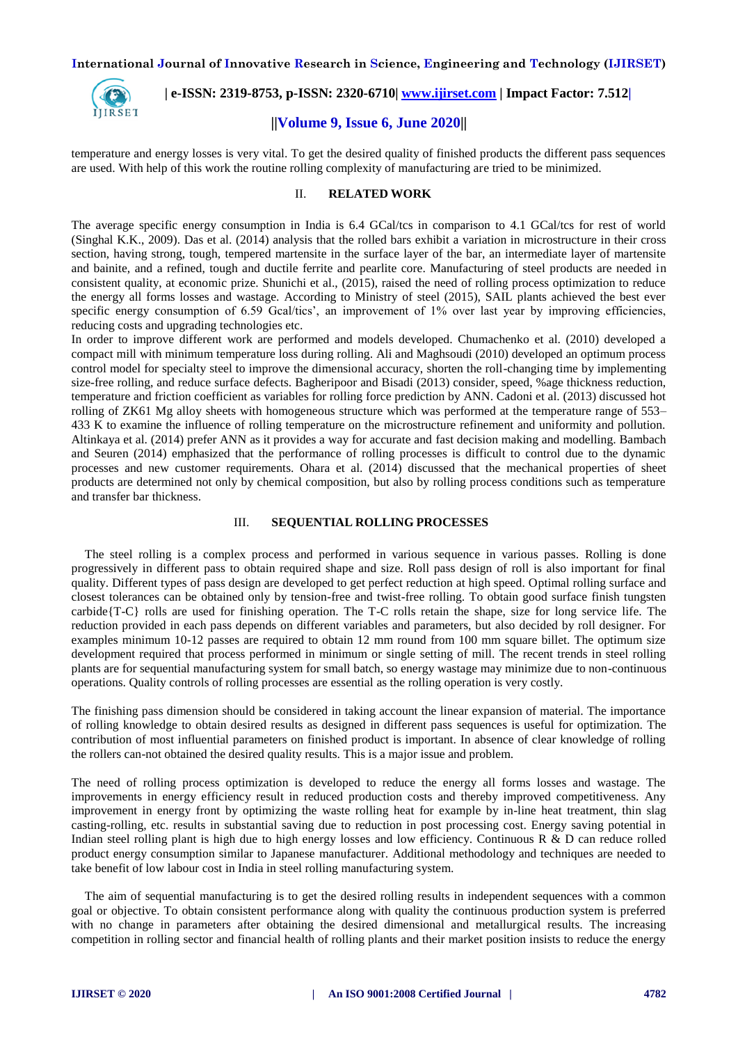temperature and energy losses is very vital. To get the desired quality of finished products the different pass sequences are used. With help of this work the routine rolling complexity of manufacturing are tried to be minimized.

## II. RELATED WORK

The average specific energy consumption in India is 6.4 GCal/tcs in comparison to 4.1 GCal/tcs for rest of world (Singhal K.K., 2009). Das et al. (2014) analysis that the rolled bars exhibit a variation in microstructure in their cross section, having strong, tough, tempered martensite in the surface layer of the bar, an intermediate layer of martensite and bainite, and a refined, tough and ductile ferrite and pearlite core. Manufacturing of steel products are needed in consistent quality, at economic prize. Shunichi et al., (2015), raised the need of rolling process optimization to reduce the energy all forms losses and wastage. According to Ministry of steel (2015), SAIL plants achieved the best ever specific energy consumption of 6.59 Gcal/tics', an improvement of 1% over last year by improving efficiencies, reducing costs and upgrading technologies etc.

In order to improve different work are performed and models developed. Chumachenko et al. (2010) developed a compact mill with minimum temperature loss during rolling. Ali and Maghsoudi (2010) developed an optimum process control model for specialty steel to improve the dimensional accuracy, shorten the roll-changing time by implementing size-free rolling, and reduce surface defects. Bagheripoor and Bisadi (2013) consider, speed, %age thickness reduction, temperature and friction coefficient as variables for rolling force prediction by ANN. Cadoni et al. (2013) discussed hot rolling of ZK61 Mg alloy sheets with homogeneous structure which was performed at the temperature range of 553–433 K to examine the influence of rolling temperature on the microstructure refinement and uniformity and pollution. Altinkaya et al. (2014) prefer ANN as it provides a way for accurate and fast decision making and modelling. Bambach and Seuren (2014) emphasized that the performance of rolling processes is difficult to control due to the dynamic processes and new customer requirements. Ohara et al. (2014) discussed that the mechanical properties of sheet products are determined not only by chemical composition, but also by rolling process conditions such as temperature and transfer bar thickness.

## III. SEQUENTIAL ROLLING PROCESSES

The steel rolling is a complex process and performed in various sequence in various passes. Rolling is done progressively in different pass to obtain required shape and size. Roll pass design of roll is also important for final quality. Different types of pass design are developed to get perfect reduction at high speed. Optimal rolling surface and closest tolerances can be obtained only by tension-free and twist-free rolling. To obtain good surface finish tungsten carbide{T-C} rolls are used for finishing operation. The T-C rolls retain the shape, size for long service life. The reduction provided in each pass depends on different variables and parameters, but also decided by roll designer. For examples minimum 10-12 passes are required to obtain 12 mm round from 100 mm square billet. The optimum size development required that process performed in minimum or single setting of mill. The recent trends in steel rolling plants are for sequential manufacturing system for small batch, so energy wastage may minimize due to non-continuous operations. Quality controls of rolling processes are essential as the rolling operation is very costly.

The finishing pass dimension should be considered in taking account the linear expansion of material. The importance of rolling knowledge to obtain desired results as designed in different pass sequences is useful for optimization. The contribution of most influential parameters on finished product is important. In absence of clear knowledge of rolling the rollers can-not obtained the desired quality results. This is a major issue and problem.

The need of rolling process optimization is developed to reduce the energy all forms losses and wastage. The improvements in energy efficiency result in reduced production costs and thereby improved competitiveness. Any improvement in energy front by optimizing the waste rolling heat for example by in-line heat treatment, thin slag casting-rolling, etc. results in substantial saving due to reduction in post processing cost. Energy saving potential in Indian steel rolling plant is high due to high energy losses and low efficiency. Continuous R & D can reduce rolled product energy consumption similar to Japanese manufacturer. Additional methodology and techniques are needed to take benefit of low labour cost in India in steel rolling manufacturing system.

The aim of sequential manufacturing is to get the desired rolling results in independent sequences with a common goal or objective. To obtain consistent performance along with quality the continuous production system is preferred with no change in parameters after obtaining the desired dimensional and metallurgical results. The increasing competition in rolling sector and financial health of rolling plants and their market position insists to reduce the energy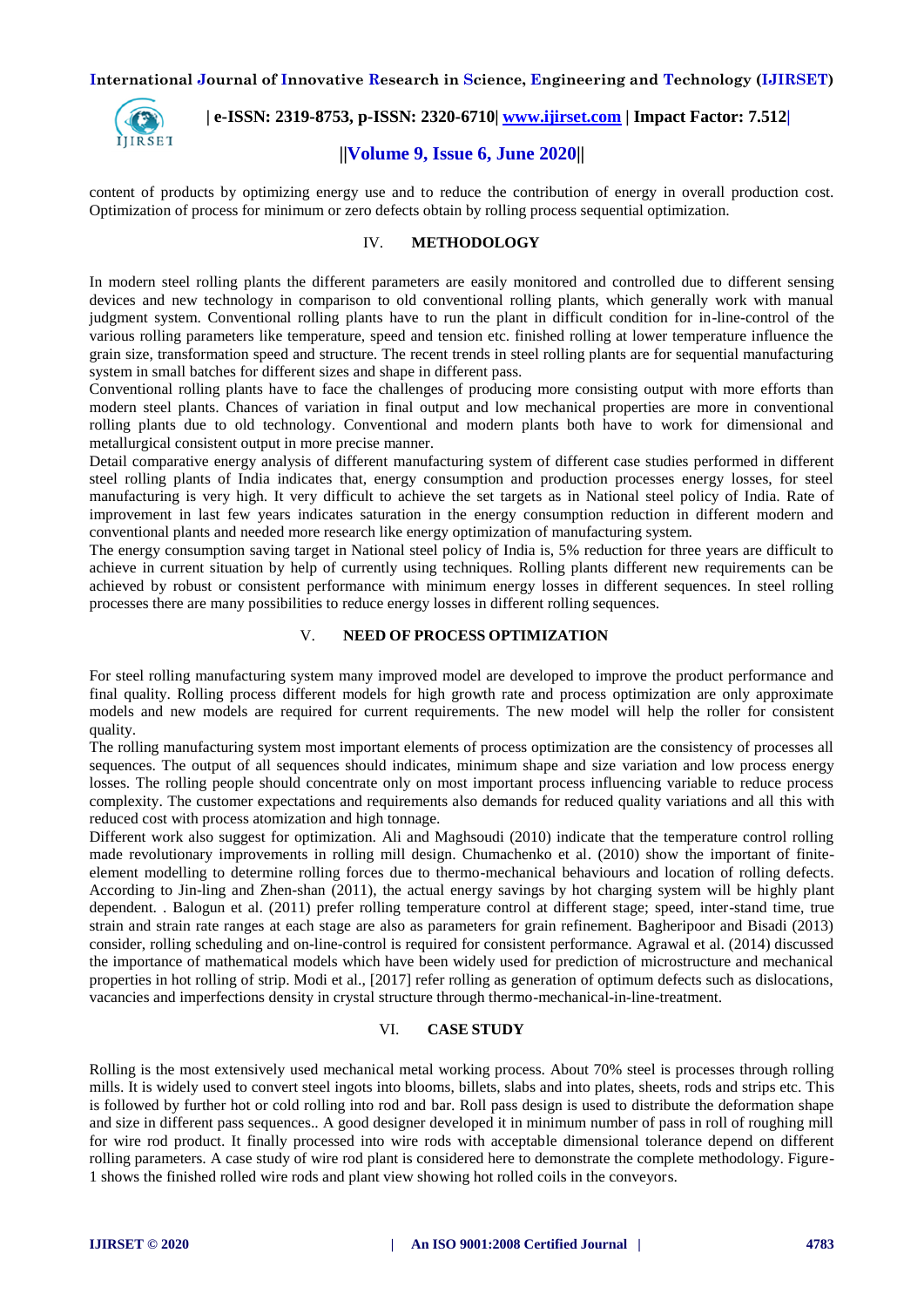content of products by optimizing energy use and to reduce the contribution of energy in overall production cost. Optimization of process for minimum or zero defects obtain by rolling process sequential optimization.

## IV. METHODOLOGY

In modern steel rolling plants the different parameters are easily monitored and controlled due to different sensing devices and new technology in comparison to old conventional rolling plants, which generally work with manual judgment system. Conventional rolling plants have to run the plant in difficult condition for in-line-control of the various rolling parameters like temperature, speed and tension etc. finished rolling at lower temperature influence the grain size, transformation speed and structure. The recent trends in steel rolling plants are for sequential manufacturing system in small batches for different sizes and shape in different pass.

Conventional rolling plants have to face the challenges of producing more consisting output with more efforts than modern steel plants. Chances of variation in final output and low mechanical properties are more in conventional rolling plants due to old technology. Conventional and modern plants both have to work for dimensional and metallurgical consistent output in more precise manner.

Detail comparative energy analysis of different manufacturing system of different case studies performed in different steel rolling plants of India indicates that, energy consumption and production processes energy losses, for steel manufacturing is very high. It very difficult to achieve the set targets as in National steel policy of India. Rate of improvement in last few years indicates saturation in the energy consumption reduction in different modern and conventional plants and needed more research like energy optimization of manufacturing system.

The energy consumption saving target in National steel policy of India is, 5% reduction for three years are difficult to achieve in current situation by help of currently using techniques. Rolling plants different new requirements can be achieved by robust or consistent performance with minimum energy losses in different sequences. In steel rolling processes there are many possibilities to reduce energy losses in different rolling sequences.

## V. NEED OF PROCESS OPTIMIZATION

For steel rolling manufacturing system many improved model are developed to improve the product performance and final quality. Rolling process different models for high growth rate and process optimization are only approximate models and new models are required for current requirements. The new model will help the roller for consistent quality.

The rolling manufacturing system most important elements of process optimization are the consistency of processes all sequences. The output of all sequences should indicates, minimum shape and size variation and low process energy losses. The rolling people should concentrate only on most important process influencing variable to reduce process complexity. The customer expectations and requirements also demands for reduced quality variations and all this with reduced cost with process atomization and high tonnage.

Different work also suggest for optimization. Ali and Maghsoudi (2010) indicate that the temperature control rolling made revolutionary improvements in rolling mill design. Chumachenko et al. (2010) show the important of finite-element modelling to determine rolling forces due to thermo-mechanical behaviours and location of rolling defects. According to Jin-ling and Zhen-shan (2011), the actual energy savings by hot charging system will be highly plant dependent. . Balogun et al. (2011) prefer rolling temperature control at different stage; speed, inter-stand time, true strain and strain rate ranges at each stage are also as parameters for grain refinement. Bagheripoor and Bisadi (2013) consider, rolling scheduling and on-line-control is required for consistent performance. Agrawal et al. (2014) discussed the importance of mathematical models which have been widely used for prediction of microstructure and mechanical properties in hot rolling of strip. Modi et al., [2017] refer rolling as generation of optimum defects such as dislocations, vacancies and imperfections density in crystal structure through thermo-mechanical-in-line-treatment.

## VI. CASE STUDY

Rolling is the most extensively used mechanical metal working process. About 70% steel is processes through rolling mills. It is widely used to convert steel ingots into blooms, billets, slabs and into plates, sheets, rods and strips etc. This is followed by further hot or cold rolling into rod and bar. Roll pass design is used to distribute the deformation shape and size in different pass sequences.. A good designer developed it in minimum number of pass in roll of roughing mill for wire rod product. It finally processed into wire rods with acceptable dimensional tolerance depend on different rolling parameters. A case study of wire rod plant is considered here to demonstrate the complete methodology. Figure-1 shows the finished rolled wire rods and plant view showing hot rolled coils in the conveyors.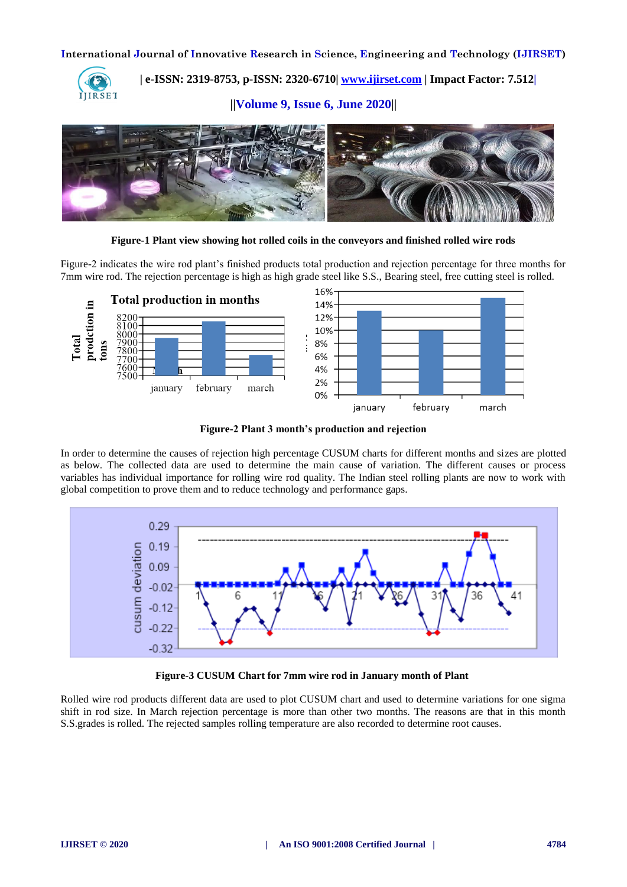Figure-1 Plant view showing hot rolled coils in the conveyors and finished rolled wire rods

Figure-2 indicates the wire rod plant's finished products total production and rejection percentage for three months for 7mm wire rod. The rejection percentage is high as high grade steel like S.S., Bearing steel, free cutting steel is rolled.

Figure-2 Plant 3 month's production and rejection

In order to determine the causes of rejection high percentage CUSUM charts for different months and sizes are plotted as below. The collected data are used to determine the main cause of variation. The different causes or process variables has individual importance for rolling wire rod quality. The Indian steel rolling plants are now to work with global competition to prove them and to reduce technology and performance gaps.

Figure-3 CUSUM Chart for 7mm wire rod in January month of Plant

Rolled wire rod products different data are used to plot CUSUM chart and used to determine variations for one sigma shift in rod size. In March rejection percentage is more than other two months. The reasons are that in this month S.S.grades is rolled. The rejected samples rolling temperature are also recorded to determine root causes.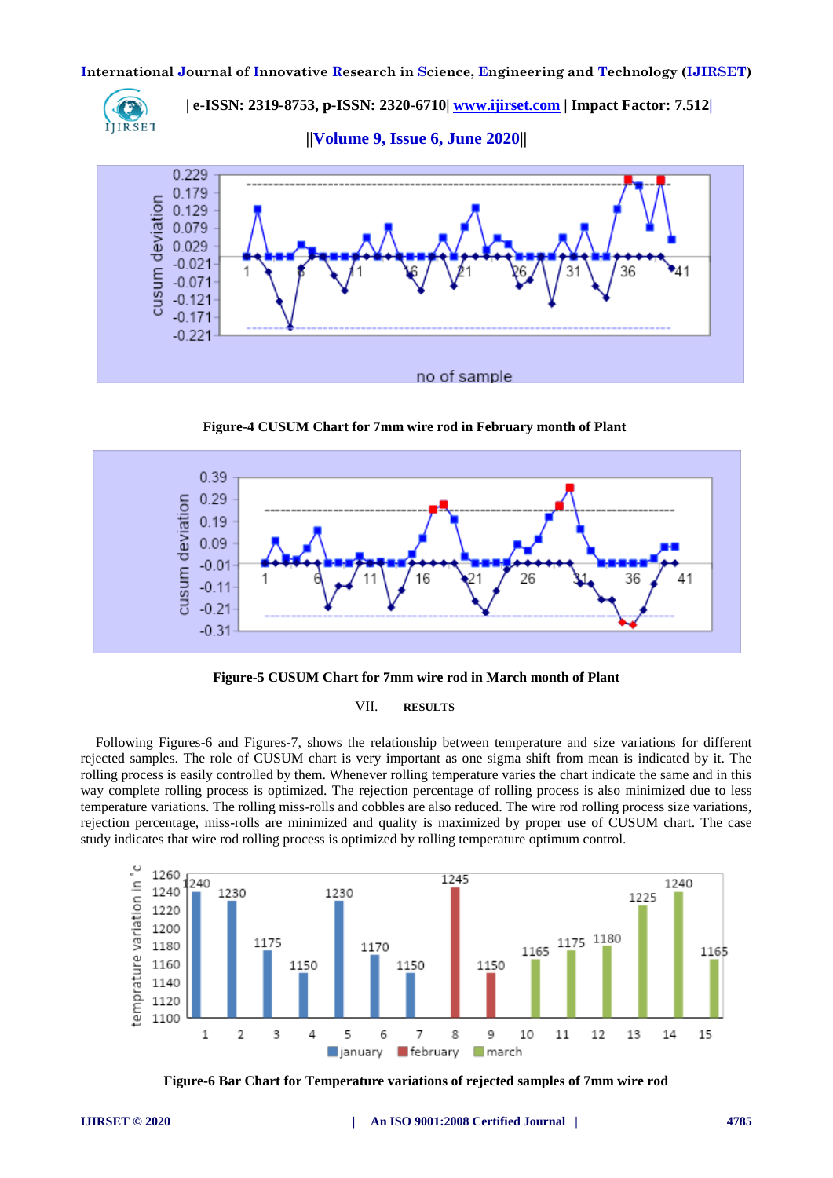Figure-4 CUSUM Chart for 7mm wire rod in February month of Plant

Figure-5 CUSUM Chart for 7mm wire rod in March month of Plant

## VII. RESULTS

Following Figures-6 and Figures-7, shows the relationship between temperature and size variations for different rejected samples. The role of CUSUM chart is very important as one sigma shift from mean is indicated by it. The rolling process is easily controlled by them. Whenever rolling temperature varies the chart indicate the same and in this way complete rolling process is optimized. The rejection percentage of rolling process is also minimized due to less temperature variations. The rolling miss-rolls and cobbles are also reduced. The wire rod rolling process size variations, rejection percentage, miss-rolls are minimized and quality is maximized by proper use of CUSUM chart. The case study indicates that wire rod rolling process is optimized by rolling temperature optimum control.

Figure-6 Bar Chart for Temperature variations of rejected samples of 7mm wire rod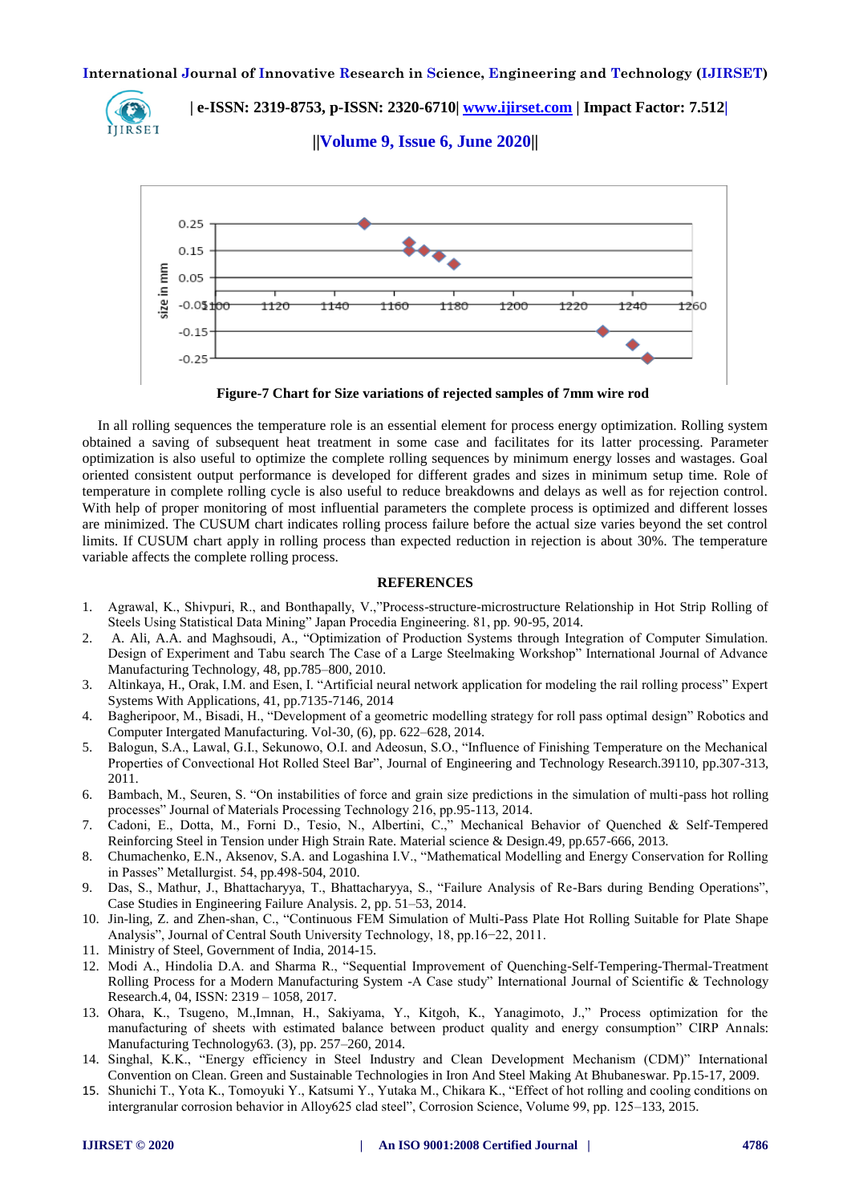size in mm

0.25

0.15

0.05

-0.05

-0.15

-0.25

1100 1120 1140 1160 1180 1200 1220 1240 1260

**Figure-7 Chart for Size variations of rejected samples of 7mm wire rod**

In all rolling sequences the temperature role is an essential element for process energy optimization. Rolling system obtained a saving of subsequent heat treatment in some case and facilitates for its latter processing. Parameter optimization is also useful to optimize the complete rolling sequences by minimum energy losses and wastages. Goal oriented consistent output performance is developed for different grades and sizes in minimum setup time. Role of temperature in complete rolling cycle is also useful to reduce breakdowns and delays as well as for rejection control. With help of proper monitoring of most influential parameters the complete process is optimized and different losses are minimized. The CUSUM chart indicates rolling process failure before the actual size varies beyond the set control limits. If CUSUM chart apply in rolling process than expected reduction in rejection is about 30%. The temperature variable affects the complete rolling process.

## REFERENCES

1. Agrawal, K., Shivpuri, R., and Bonthapally, V.,"Process-structure-microstructure Relationship in Hot Strip Rolling of Steels Using Statistical Data Mining" Japan Procedia Engineering. 81, pp. 90-95, 2014.
2. A. Ali, A.A. and Maghsoudi, A., "Optimization of Production Systems through Integration of Computer Simulation. Design of Experiment and Tabu search The Case of a Large Steelmaking Workshop" International Journal of Advance Manufacturing Technology, 48, pp.785–800, 2010.
3. Altinkaya, H., Orak, I.M. and Esen, I. "Artificial neural network application for modeling the rail rolling process" Expert Systems With Applications, 41, pp.7135-7146, 2014
4. Bagheripoor, M., Bisadi, H., "Development of a geometric modelling strategy for roll pass optimal design" Robotics and Computer Intergated Manufacturing. Vol-30, (6), pp. 622–628, 2014.
5. Balogun, S.A., Lawal, G.I., Sekunowo, O.I. and Adeosun, S.O., "Influence of Finishing Temperature on the Mechanical Properties of Convectional Hot Rolled Steel Bar", Journal of Engineering and Technology Research.39110, pp.307-313, 2011.
6. Bambach, M., Seuren, S. "On instabilities of force and grain size predictions in the simulation of multi-pass hot rolling processes" Journal of Materials Processing Technology 216, pp.95-113, 2014.
7. Cadoni, E., Dotta, M., Forni D., Tesio, N., Albertini, C.," Mechanical Behavior of Quenched & Self-Tempered Reinforcing Steel in Tension under High Strain Rate. Material science & Design.49, pp.657-666, 2013.
8. Chumachenko, E.N., Aksenov, S.A. and Logashina I.V., "Mathematical Modelling and Energy Conservation for Rolling in Passes" Metallurgist. 54, pp.498-504, 2010.
9. Das, S., Mathur, J., Bhattacharyya, T., Bhattacharyya, S., "Failure Analysis of Re-Bars during Bending Operations", Case Studies in Engineering Failure Analysis. 2, pp. 51–53, 2014.
10. Jin-ling, Z. and Zhen-shan, C., "Continuous FEM Simulation of Multi-Pass Plate Hot Rolling Suitable for Plate Shape Analysis", Journal of Central South University Technology, 18, pp.16−22, 2011.
11. Ministry of Steel, Government of India, 2014-15.
12. Modi A., Hindolia D.A. and Sharma R., "Sequential Improvement of Quenching-Self-Tempering-Thermal-Treatment Rolling Process for a Modern Manufacturing System -A Case study" International Journal of Scientific & Technology Research.4, 04, ISSN: 2319 – 1058, 2017.
13. Ohara, K., Tsugeno, M.,Imnan, H., Sakiyama, Y., Kitgoh, K., Yanagimoto, J.," Process optimization for the manufacturing of sheets with estimated balance between product quality and energy consumption" CIRP Annals: Manufacturing Technology63. (3), pp. 257–260, 2014.
14. Singhal, K.K., "Energy efficiency in Steel Industry and Clean Development Mechanism (CDM)" International Convention on Clean. Green and Sustainable Technologies in Iron And Steel Making At Bhubaneswar. Pp.15-17, 2009.
15. Shunichi T., Yota K., Tomoyuki Y., Katsumi Y., Yutaka M., Chikara K., "Effect of hot rolling and cooling conditions on intergranular corrosion behavior in Alloy625 clad steel", Corrosion Science, Volume 99, pp. 125–133, 2015.